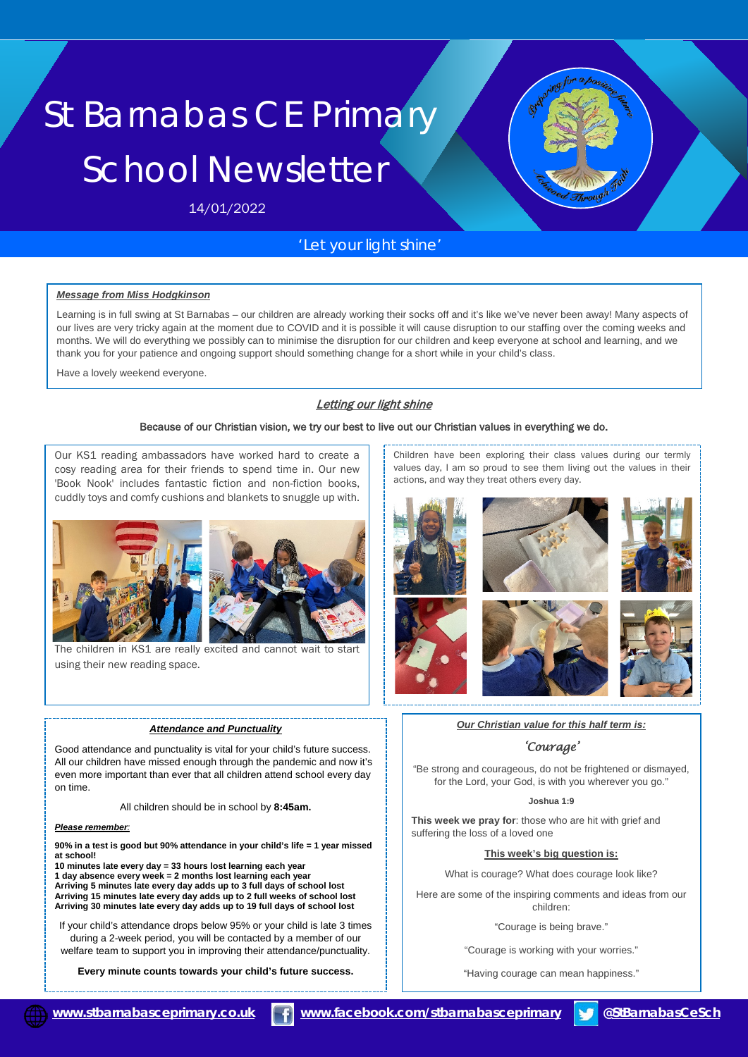# St Barnabas CE Primary School Newsletter

14/01/2022

'Let your light shine'

***Message from Miss Hodgkinson***

Learning is in full swing at St Barnabas – our children are already working their socks off and it's like we've never been away! Many aspects of our lives are very tricky again at the moment due to COVID and it is possible it will cause disruption to our staffing over the coming weeks and months. We will do everything we possibly can to minimise the disruption for our children and keep everyone at school and learning, and we thank you for your patience and ongoing support should something change for a short while in your child's class.

Have a lovely weekend everyone.

## Letting our light shine

Because of our Christian vision, we try our best to live out our Christian values in everything we do.

Our KS1 reading ambassadors have worked hard to create a cosy reading area for their friends to spend time in. Our new 'Book Nook' includes fantastic fiction and non-fiction books, cuddly toys and comfy cushions and blankets to snuggle up with.

The children in KS1 are really excited and cannot wait to start using their new reading space.

Children have been exploring their class values during our termly values day, I am so proud to see them living out the values in their actions, and way they treat others every day.

***Attendance and Punctuality***

Good attendance and punctuality is vital for your child's future success. All our children have missed enough through the pandemic and now it's even more important than ever that all children attend school every day on time.

All children should be in school by **8:45am.**

***Please remember:***

**90% in a test is good but 90% attendance in your child's life = 1 year missed at school!**
**10 minutes late every day = 33 hours lost learning each year**
**1 day absence every week = 2 months lost learning each year**
**Arriving 5 minutes late every day adds up to 3 full days of school lost**
**Arriving 15 minutes late every day adds up to 2 full weeks of school lost**
**Arriving 30 minutes late every day adds up to 19 full days of school lost**

If your child's attendance drops below 95% or your child is late 3 times during a 2-week period, you will be contacted by a member of our welfare team to support you in improving their attendance/punctuality.

**Every minute counts towards your child's future success.**

***Our Christian value for this half term is:***

*'Courage'*

"Be strong and courageous, do not be frightened or dismayed, for the Lord, your God, is with you wherever you go."

**Joshua 1:9**

**This week we pray for**: those who are hit with grief and suffering the loss of a loved one

**This week's big question is:**

What is courage? What does courage look like?

Here are some of the inspiring comments and ideas from our children:

"Courage is being brave."

"Courage is working with your worries."

"Having courage can mean happiness."

www.stbarnabasceprimary.co.uk | www.facebook.com/stbarnabasceprimary | @StBarnabasCeSch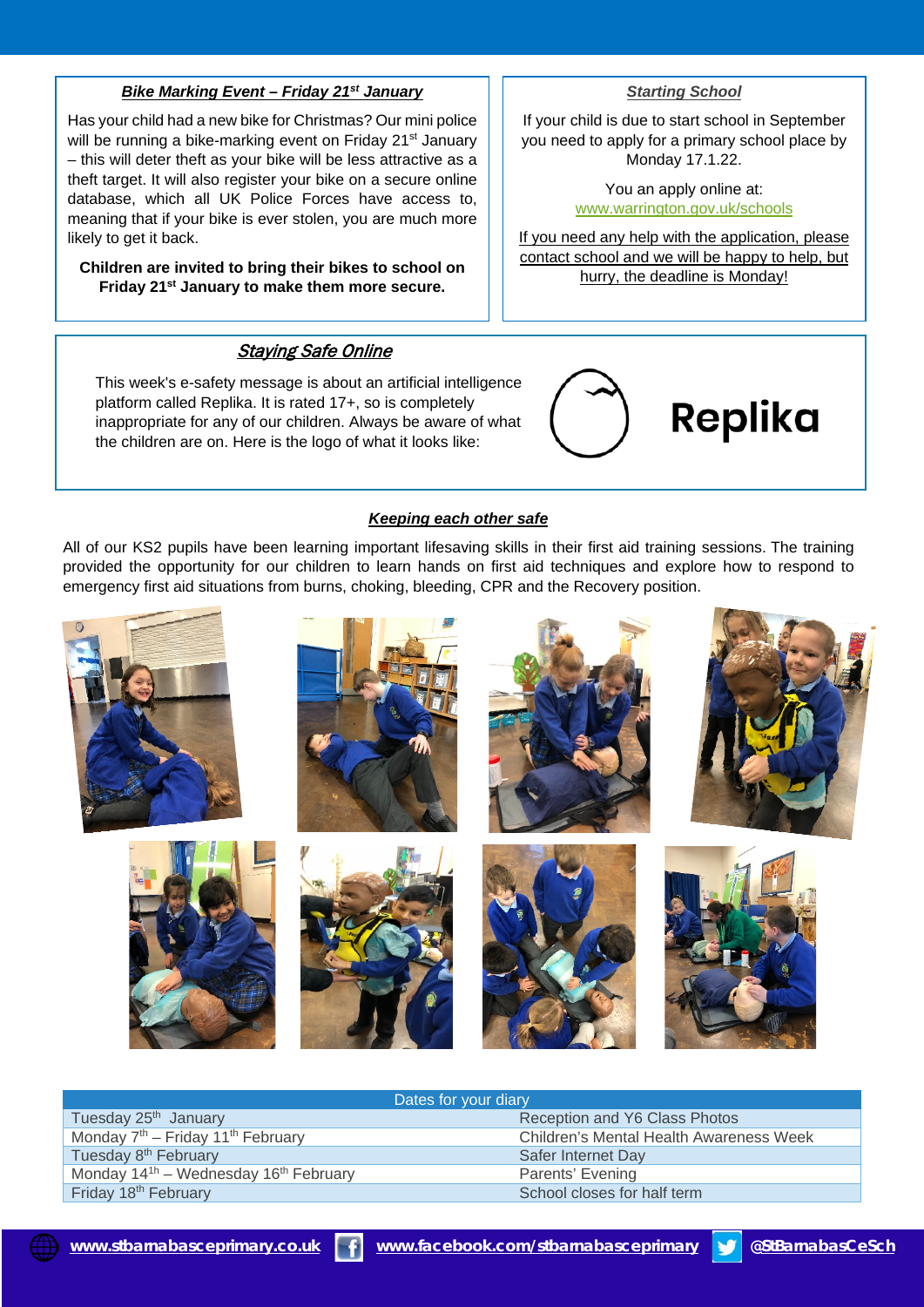### *Bike Marking Event – Friday 21st January*

Has your child had a new bike for Christmas? Our mini police will be running a bike-marking event on Friday 21st January – this will deter theft as your bike will be less attractive as a theft target. It will also register your bike on a secure online database, which all UK Police Forces have access to, meaning that if your bike is ever stolen, you are much more likely to get it back.

**Children are invited to bring their bikes to school on Friday 21st January to make them more secure.**

### *Starting School*

If your child is due to start school in September you need to apply for a primary school place by Monday 17.1.22.

You an apply online at: www.warrington.gov.uk/schools

If you need any help with the application, please contact school and we will be happy to help, but hurry, the deadline is Monday!

### *Staying Safe Online*

This week's e-safety message is about an artificial intelligence platform called Replika. It is rated 17+, so is completely inappropriate for any of our children. Always be aware of what the children are on. Here is the logo of what it looks like:

Replika

### *Keeping each other safe*

All of our KS2 pupils have been learning important lifesaving skills in their first aid training sessions. The training provided the opportunity for our children to learn hands on first aid techniques and explore how to respond to emergency first aid situations from burns, choking, bleeding, CPR and the Recovery position.

| Dates for your diary | |
|---|---|
| Tuesday 25th January | Reception and Y6 Class Photos |
| Monday 7th – Friday 11th February | Children's Mental Health Awareness Week |
| Tuesday 8th February | Safer Internet Day |
| Monday 14th – Wednesday 16th February | Parents' Evening |
| Friday 18th February | School closes for half term |

www.stbarnabasceprimary.co.uk   www.facebook.com/stbarnabasceprimary   @StBarnabasCeSch